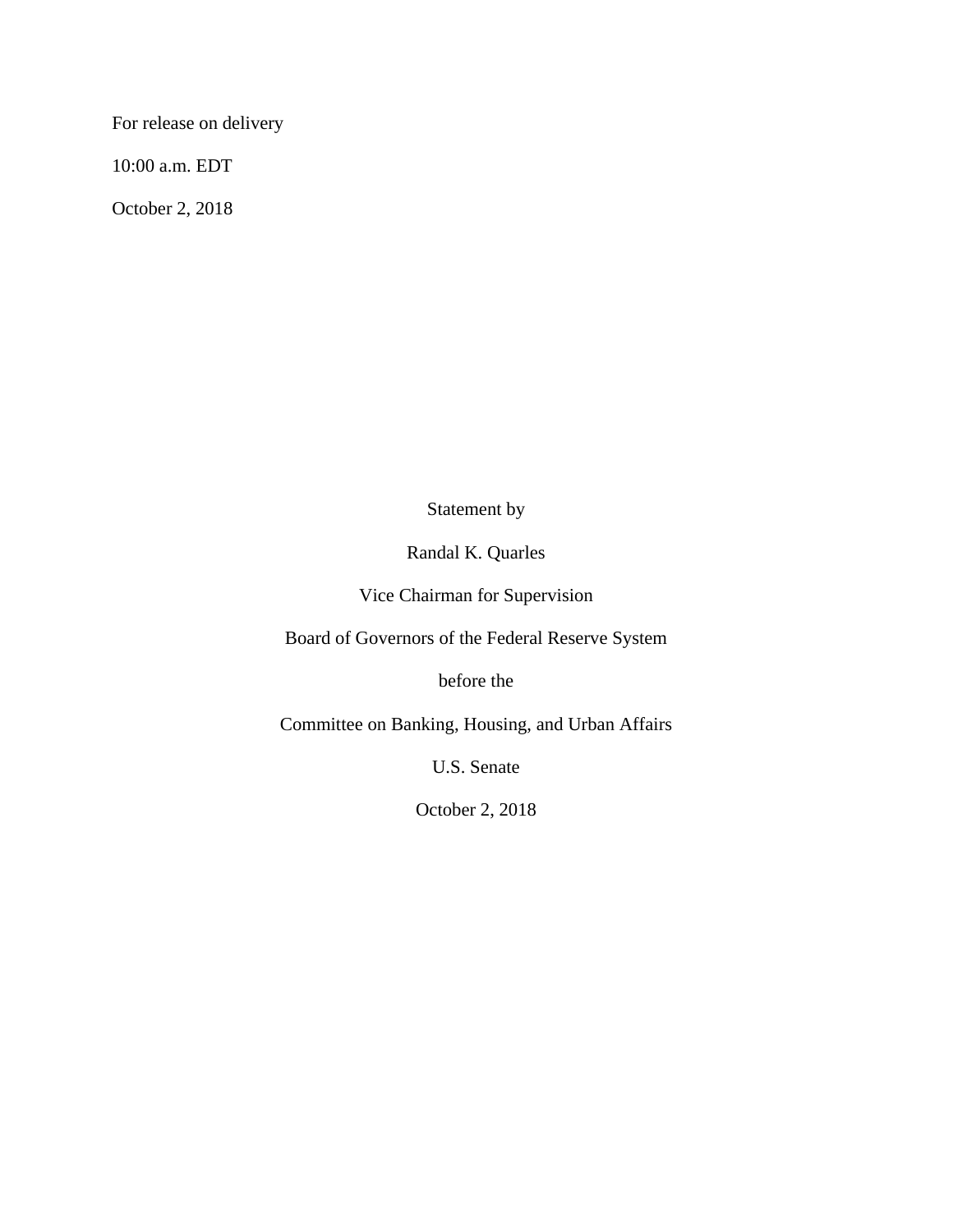For release on delivery

10:00 a.m. EDT

October 2, 2018

Statement by

Randal K. Quarles

Vice Chairman for Supervision

Board of Governors of the Federal Reserve System

before the

Committee on Banking, Housing, and Urban Affairs

U.S. Senate

October 2, 2018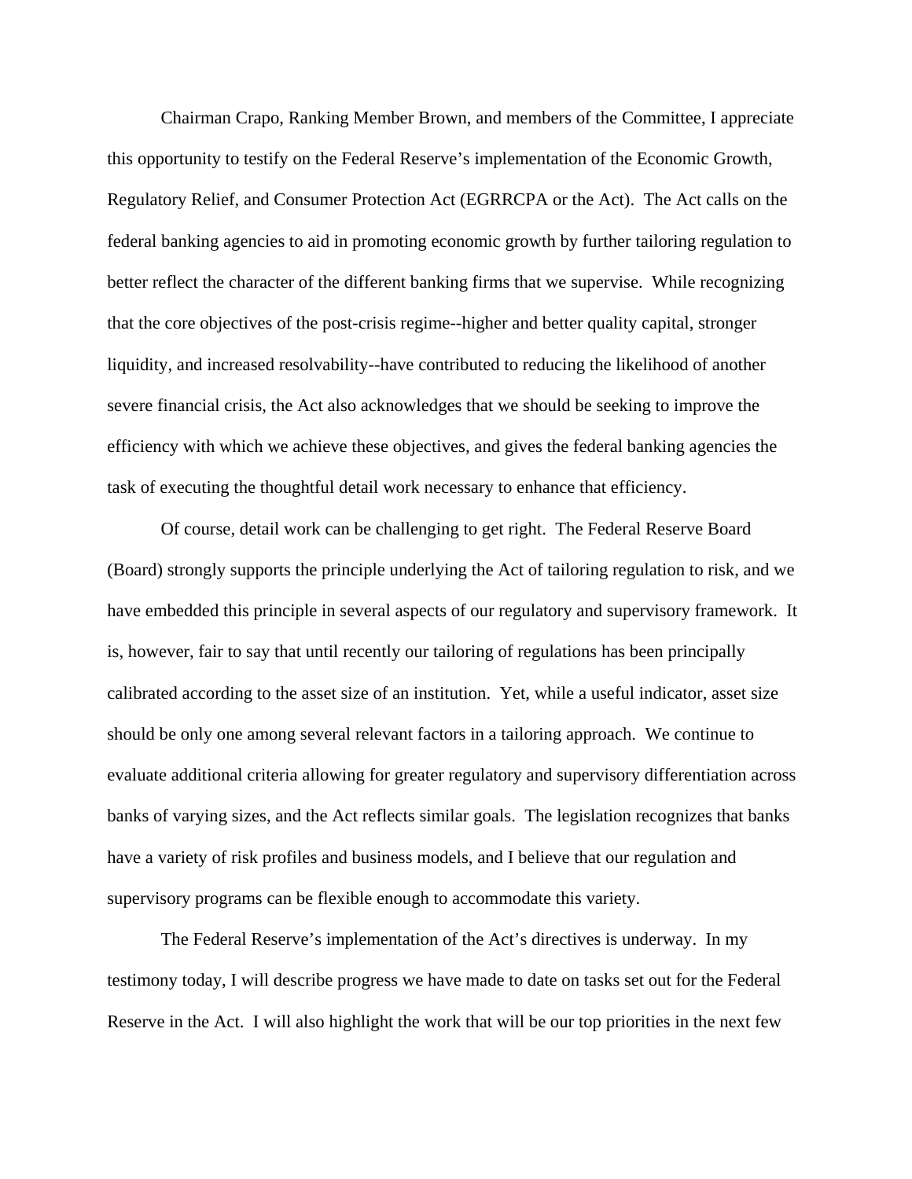Chairman Crapo, Ranking Member Brown, and members of the Committee, I appreciate this opportunity to testify on the Federal Reserve's implementation of the Economic Growth, Regulatory Relief, and Consumer Protection Act (EGRRCPA or the Act). The Act calls on the federal banking agencies to aid in promoting economic growth by further tailoring regulation to better reflect the character of the different banking firms that we supervise. While recognizing that the core objectives of the post-crisis regime--higher and better quality capital, stronger liquidity, and increased resolvability--have contributed to reducing the likelihood of another severe financial crisis, the Act also acknowledges that we should be seeking to improve the efficiency with which we achieve these objectives, and gives the federal banking agencies the task of executing the thoughtful detail work necessary to enhance that efficiency.

Of course, detail work can be challenging to get right. The Federal Reserve Board (Board) strongly supports the principle underlying the Act of tailoring regulation to risk, and we have embedded this principle in several aspects of our regulatory and supervisory framework. It is, however, fair to say that until recently our tailoring of regulations has been principally calibrated according to the asset size of an institution. Yet, while a useful indicator, asset size should be only one among several relevant factors in a tailoring approach. We continue to evaluate additional criteria allowing for greater regulatory and supervisory differentiation across banks of varying sizes, and the Act reflects similar goals. The legislation recognizes that banks have a variety of risk profiles and business models, and I believe that our regulation and supervisory programs can be flexible enough to accommodate this variety.

The Federal Reserve's implementation of the Act's directives is underway. In my testimony today, I will describe progress we have made to date on tasks set out for the Federal Reserve in the Act. I will also highlight the work that will be our top priorities in the next few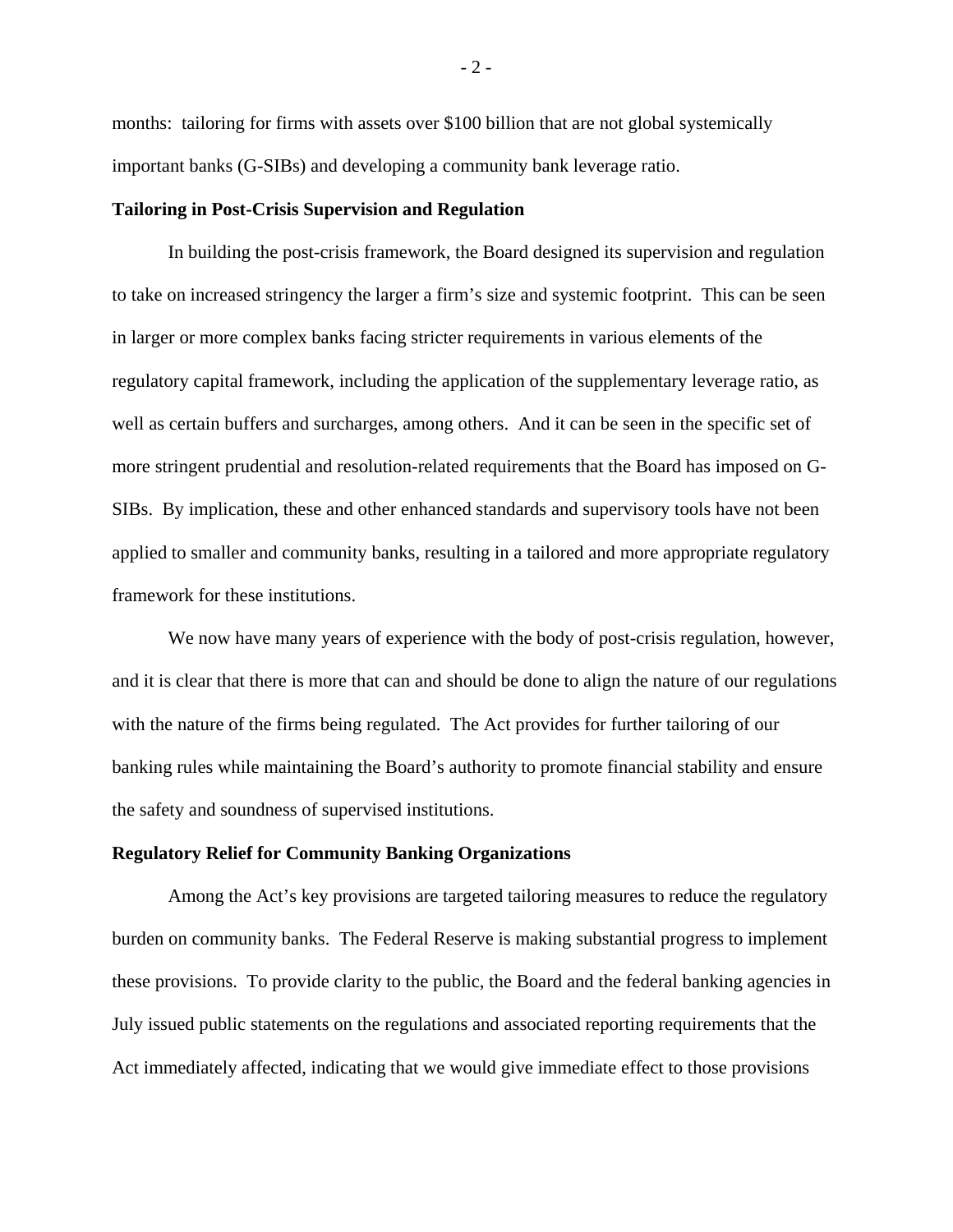months: tailoring for firms with assets over $100 billion that are not global systemically important banks (G-SIBs) and developing a community bank leverage ratio.

**Tailoring in Post-Crisis Supervision and Regulation**

In building the post-crisis framework, the Board designed its supervision and regulation to take on increased stringency the larger a firm's size and systemic footprint. This can be seen in larger or more complex banks facing stricter requirements in various elements of the regulatory capital framework, including the application of the supplementary leverage ratio, as well as certain buffers and surcharges, among others. And it can be seen in the specific set of more stringent prudential and resolution-related requirements that the Board has imposed on G-SIBs. By implication, these and other enhanced standards and supervisory tools have not been applied to smaller and community banks, resulting in a tailored and more appropriate regulatory framework for these institutions.

We now have many years of experience with the body of post-crisis regulation, however, and it is clear that there is more that can and should be done to align the nature of our regulations with the nature of the firms being regulated. The Act provides for further tailoring of our banking rules while maintaining the Board's authority to promote financial stability and ensure the safety and soundness of supervised institutions.

**Regulatory Relief for Community Banking Organizations**

Among the Act's key provisions are targeted tailoring measures to reduce the regulatory burden on community banks. The Federal Reserve is making substantial progress to implement these provisions. To provide clarity to the public, the Board and the federal banking agencies in July issued public statements on the regulations and associated reporting requirements that the Act immediately affected, indicating that we would give immediate effect to those provisions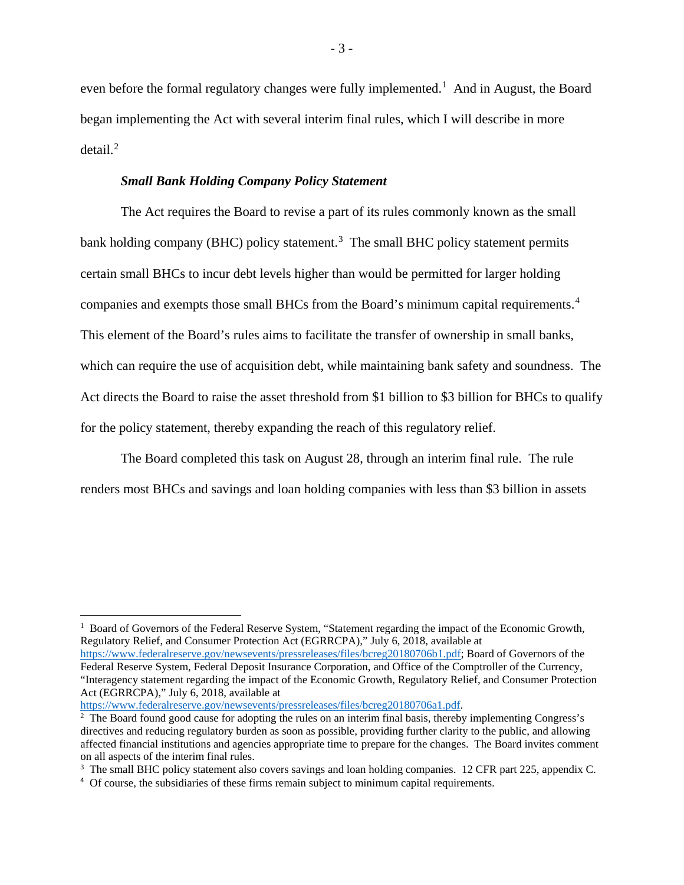even before the formal regulatory changes were fully implemented.[1] And in August, the Board began implementing the Act with several interim final rules, which I will describe in more detail.[2]

***Small Bank Holding Company Policy Statement***

The Act requires the Board to revise a part of its rules commonly known as the small bank holding company (BHC) policy statement.[3] The small BHC policy statement permits certain small BHCs to incur debt levels higher than would be permitted for larger holding companies and exempts those small BHCs from the Board's minimum capital requirements.[4] This element of the Board's rules aims to facilitate the transfer of ownership in small banks, which can require the use of acquisition debt, while maintaining bank safety and soundness. The Act directs the Board to raise the asset threshold from $1 billion to $3 billion for BHCs to qualify for the policy statement, thereby expanding the reach of this regulatory relief.

The Board completed this task on August 28, through an interim final rule. The rule renders most BHCs and savings and loan holding companies with less than $3 billion in assets

---

[1] Board of Governors of the Federal Reserve System, "Statement regarding the impact of the Economic Growth, Regulatory Relief, and Consumer Protection Act (EGRRCPA)," July 6, 2018, available at https://www.federalreserve.gov/newsevents/pressreleases/files/bcreg20180706b1.pdf; Board of Governors of the Federal Reserve System, Federal Deposit Insurance Corporation, and Office of the Comptroller of the Currency, "Interagency statement regarding the impact of the Economic Growth, Regulatory Relief, and Consumer Protection Act (EGRRCPA)," July 6, 2018, available at https://www.federalreserve.gov/newsevents/pressreleases/files/bcreg20180706a1.pdf.

[2] The Board found good cause for adopting the rules on an interim final basis, thereby implementing Congress's directives and reducing regulatory burden as soon as possible, providing further clarity to the public, and allowing affected financial institutions and agencies appropriate time to prepare for the changes. The Board invites comment on all aspects of the interim final rules.

[3] The small BHC policy statement also covers savings and loan holding companies. 12 CFR part 225, appendix C.

[4] Of course, the subsidiaries of these firms remain subject to minimum capital requirements.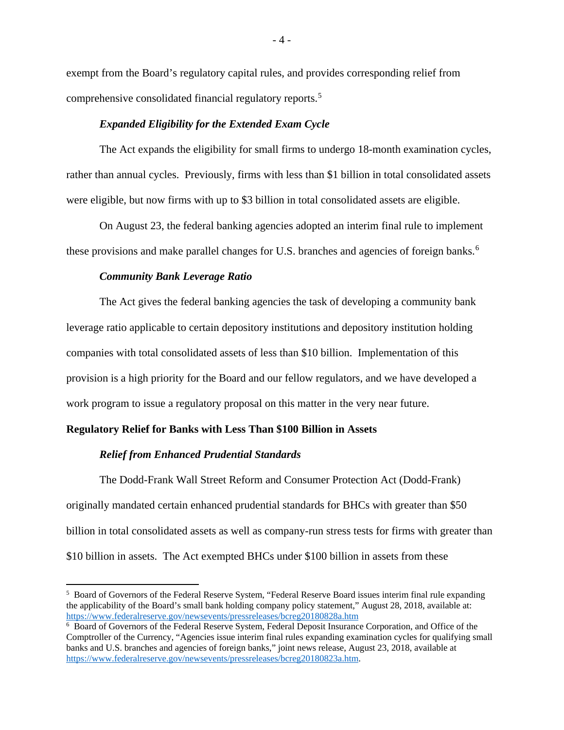exempt from the Board's regulatory capital rules, and provides corresponding relief from comprehensive consolidated financial regulatory reports.[5]

***Expanded Eligibility for the Extended Exam Cycle***

The Act expands the eligibility for small firms to undergo 18-month examination cycles, rather than annual cycles. Previously, firms with less than $1 billion in total consolidated assets were eligible, but now firms with up to $3 billion in total consolidated assets are eligible.

On August 23, the federal banking agencies adopted an interim final rule to implement these provisions and make parallel changes for U.S. branches and agencies of foreign banks.[6]

***Community Bank Leverage Ratio***

The Act gives the federal banking agencies the task of developing a community bank leverage ratio applicable to certain depository institutions and depository institution holding companies with total consolidated assets of less than $10 billion. Implementation of this provision is a high priority for the Board and our fellow regulators, and we have developed a work program to issue a regulatory proposal on this matter in the very near future.

**Regulatory Relief for Banks with Less Than $100 Billion in Assets**

***Relief from Enhanced Prudential Standards***

The Dodd-Frank Wall Street Reform and Consumer Protection Act (Dodd-Frank) originally mandated certain enhanced prudential standards for BHCs with greater than $50 billion in total consolidated assets as well as company-run stress tests for firms with greater than $10 billion in assets. The Act exempted BHCs under $100 billion in assets from these

---

[5] Board of Governors of the Federal Reserve System, "Federal Reserve Board issues interim final rule expanding the applicability of the Board's small bank holding company policy statement," August 28, 2018, available at: https://www.federalreserve.gov/newsevents/pressreleases/bcreg20180828a.htm

[6] Board of Governors of the Federal Reserve System, Federal Deposit Insurance Corporation, and Office of the Comptroller of the Currency, "Agencies issue interim final rules expanding examination cycles for qualifying small banks and U.S. branches and agencies of foreign banks," joint news release, August 23, 2018, available at https://www.federalreserve.gov/newsevents/pressreleases/bcreg20180823a.htm.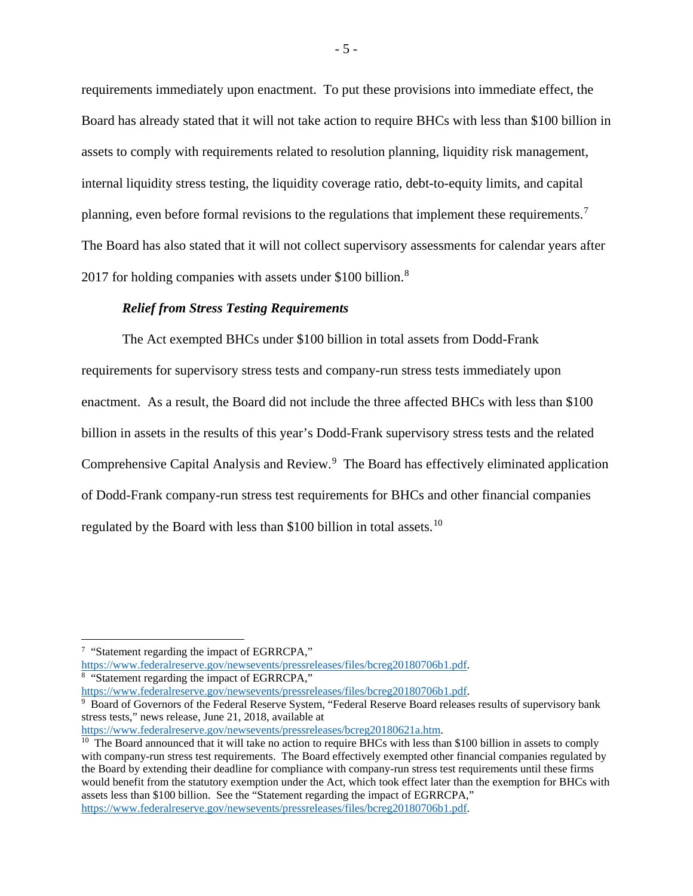requirements immediately upon enactment. To put these provisions into immediate effect, the Board has already stated that it will not take action to require BHCs with less than $100 billion in assets to comply with requirements related to resolution planning, liquidity risk management, internal liquidity stress testing, the liquidity coverage ratio, debt-to-equity limits, and capital planning, even before formal revisions to the regulations that implement these requirements.[7] The Board has also stated that it will not collect supervisory assessments for calendar years after 2017 for holding companies with assets under $100 billion.[8]

***Relief from Stress Testing Requirements***

The Act exempted BHCs under $100 billion in total assets from Dodd-Frank requirements for supervisory stress tests and company-run stress tests immediately upon enactment. As a result, the Board did not include the three affected BHCs with less than $100 billion in assets in the results of this year's Dodd-Frank supervisory stress tests and the related Comprehensive Capital Analysis and Review.[9] The Board has effectively eliminated application of Dodd-Frank company-run stress test requirements for BHCs and other financial companies regulated by the Board with less than $100 billion in total assets.[10]

---

[7] "Statement regarding the impact of EGRRCPA," https://www.federalreserve.gov/newsevents/pressreleases/files/bcreg20180706b1.pdf.

[8] "Statement regarding the impact of EGRRCPA," https://www.federalreserve.gov/newsevents/pressreleases/files/bcreg20180706b1.pdf.

[9] Board of Governors of the Federal Reserve System, "Federal Reserve Board releases results of supervisory bank stress tests," news release, June 21, 2018, available at https://www.federalreserve.gov/newsevents/pressreleases/bcreg20180621a.htm.

[10] The Board announced that it will take no action to require BHCs with less than $100 billion in assets to comply with company-run stress test requirements. The Board effectively exempted other financial companies regulated by the Board by extending their deadline for compliance with company-run stress test requirements until these firms would benefit from the statutory exemption under the Act, which took effect later than the exemption for BHCs with assets less than $100 billion. See the "Statement regarding the impact of EGRRCPA," https://www.federalreserve.gov/newsevents/pressreleases/files/bcreg20180706b1.pdf.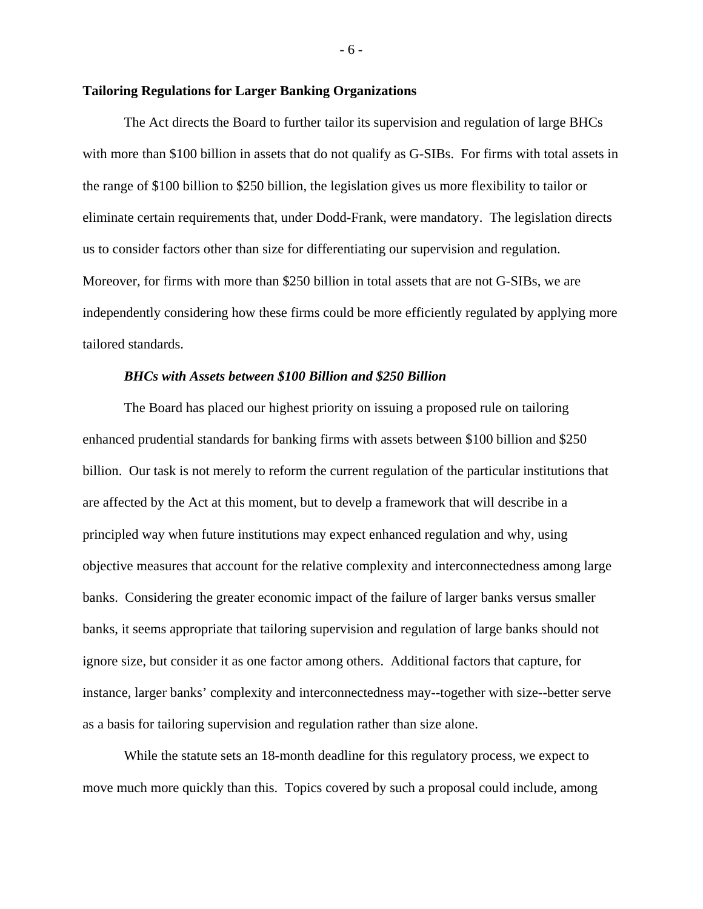## Tailoring Regulations for Larger Banking Organizations

The Act directs the Board to further tailor its supervision and regulation of large BHCs with more than $100 billion in assets that do not qualify as G-SIBs. For firms with total assets in the range of $100 billion to $250 billion, the legislation gives us more flexibility to tailor or eliminate certain requirements that, under Dodd-Frank, were mandatory. The legislation directs us to consider factors other than size for differentiating our supervision and regulation. Moreover, for firms with more than $250 billion in total assets that are not G-SIBs, we are independently considering how these firms could be more efficiently regulated by applying more tailored standards.

### *BHCs with Assets between $100 Billion and $250 Billion*

The Board has placed our highest priority on issuing a proposed rule on tailoring enhanced prudential standards for banking firms with assets between $100 billion and $250 billion. Our task is not merely to reform the current regulation of the particular institutions that are affected by the Act at this moment, but to develp a framework that will describe in a principled way when future institutions may expect enhanced regulation and why, using objective measures that account for the relative complexity and interconnectedness among large banks. Considering the greater economic impact of the failure of larger banks versus smaller banks, it seems appropriate that tailoring supervision and regulation of large banks should not ignore size, but consider it as one factor among others. Additional factors that capture, for instance, larger banks' complexity and interconnectedness may--together with size--better serve as a basis for tailoring supervision and regulation rather than size alone.

While the statute sets an 18-month deadline for this regulatory process, we expect to move much more quickly than this. Topics covered by such a proposal could include, among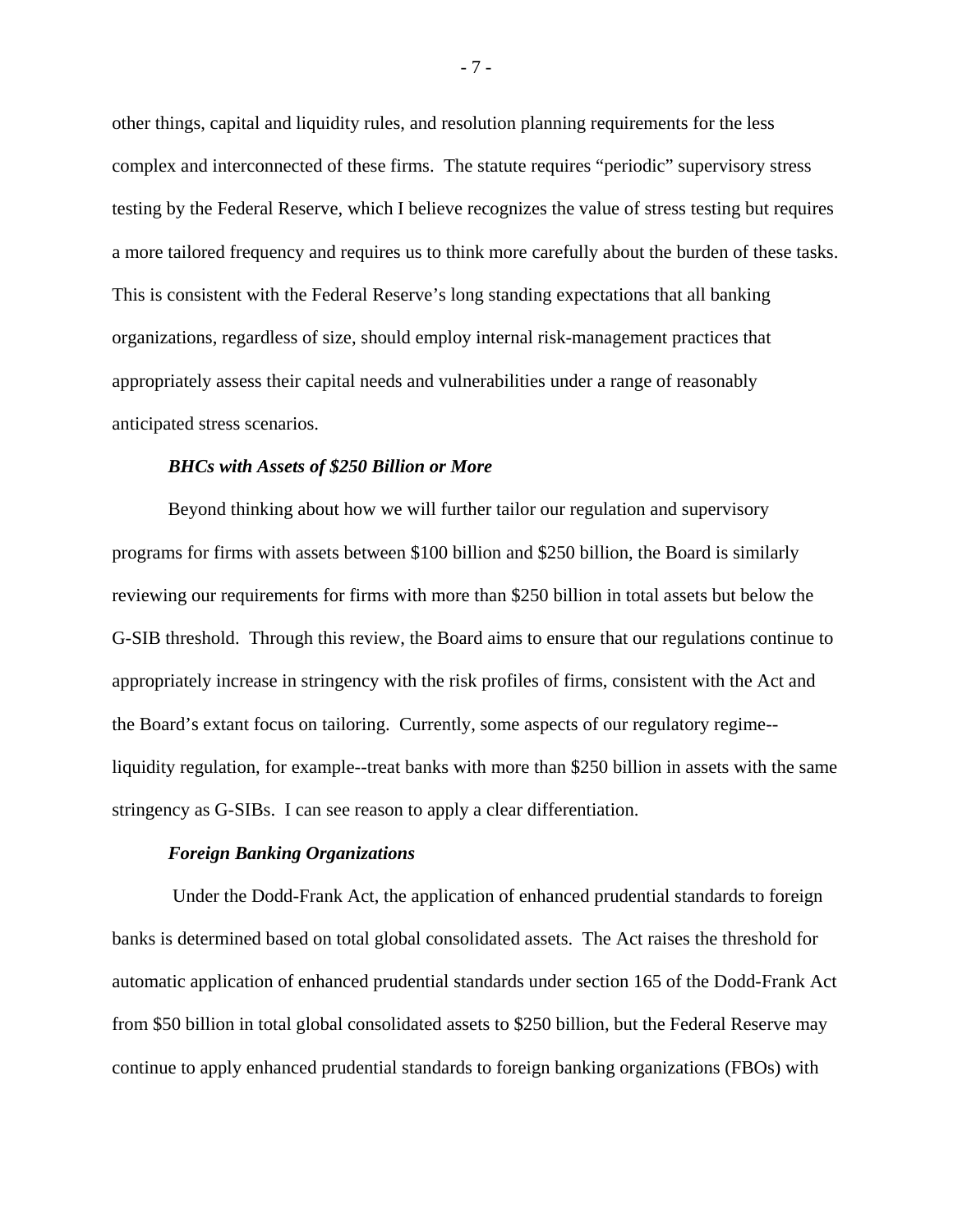other things, capital and liquidity rules, and resolution planning requirements for the less complex and interconnected of these firms. The statute requires "periodic" supervisory stress testing by the Federal Reserve, which I believe recognizes the value of stress testing but requires a more tailored frequency and requires us to think more carefully about the burden of these tasks. This is consistent with the Federal Reserve's long standing expectations that all banking organizations, regardless of size, should employ internal risk-management practices that appropriately assess their capital needs and vulnerabilities under a range of reasonably anticipated stress scenarios.

***BHCs with Assets of $250 Billion or More***

Beyond thinking about how we will further tailor our regulation and supervisory programs for firms with assets between $100 billion and $250 billion, the Board is similarly reviewing our requirements for firms with more than $250 billion in total assets but below the G-SIB threshold. Through this review, the Board aims to ensure that our regulations continue to appropriately increase in stringency with the risk profiles of firms, consistent with the Act and the Board's extant focus on tailoring. Currently, some aspects of our regulatory regime--liquidity regulation, for example--treat banks with more than $250 billion in assets with the same stringency as G-SIBs. I can see reason to apply a clear differentiation.

***Foreign Banking Organizations***

Under the Dodd-Frank Act, the application of enhanced prudential standards to foreign banks is determined based on total global consolidated assets. The Act raises the threshold for automatic application of enhanced prudential standards under section 165 of the Dodd-Frank Act from $50 billion in total global consolidated assets to $250 billion, but the Federal Reserve may continue to apply enhanced prudential standards to foreign banking organizations (FBOs) with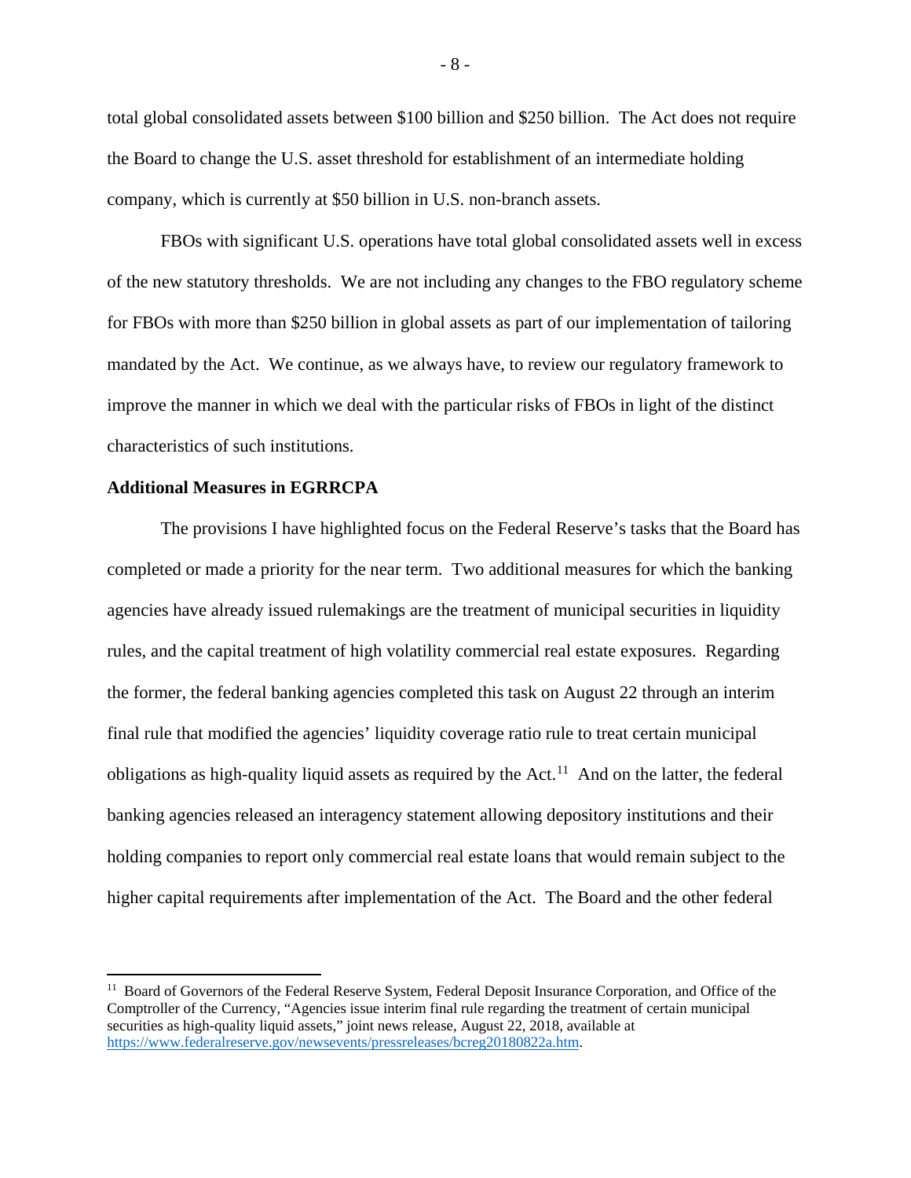total global consolidated assets between $100 billion and $250 billion. The Act does not require the Board to change the U.S. asset threshold for establishment of an intermediate holding company, which is currently at $50 billion in U.S. non-branch assets.

FBOs with significant U.S. operations have total global consolidated assets well in excess of the new statutory thresholds. We are not including any changes to the FBO regulatory scheme for FBOs with more than $250 billion in global assets as part of our implementation of tailoring mandated by the Act. We continue, as we always have, to review our regulatory framework to improve the manner in which we deal with the particular risks of FBOs in light of the distinct characteristics of such institutions.

**Additional Measures in EGRRCPA**

The provisions I have highlighted focus on the Federal Reserve's tasks that the Board has completed or made a priority for the near term. Two additional measures for which the banking agencies have already issued rulemakings are the treatment of municipal securities in liquidity rules, and the capital treatment of high volatility commercial real estate exposures. Regarding the former, the federal banking agencies completed this task on August 22 through an interim final rule that modified the agencies' liquidity coverage ratio rule to treat certain municipal obligations as high-quality liquid assets as required by the Act.[11] And on the latter, the federal banking agencies released an interagency statement allowing depository institutions and their holding companies to report only commercial real estate loans that would remain subject to the higher capital requirements after implementation of the Act. The Board and the other federal

[11] Board of Governors of the Federal Reserve System, Federal Deposit Insurance Corporation, and Office of the Comptroller of the Currency, "Agencies issue interim final rule regarding the treatment of certain municipal securities as high-quality liquid assets," joint news release, August 22, 2018, available at https://www.federalreserve.gov/newsevents/pressreleases/bcreg20180822a.htm.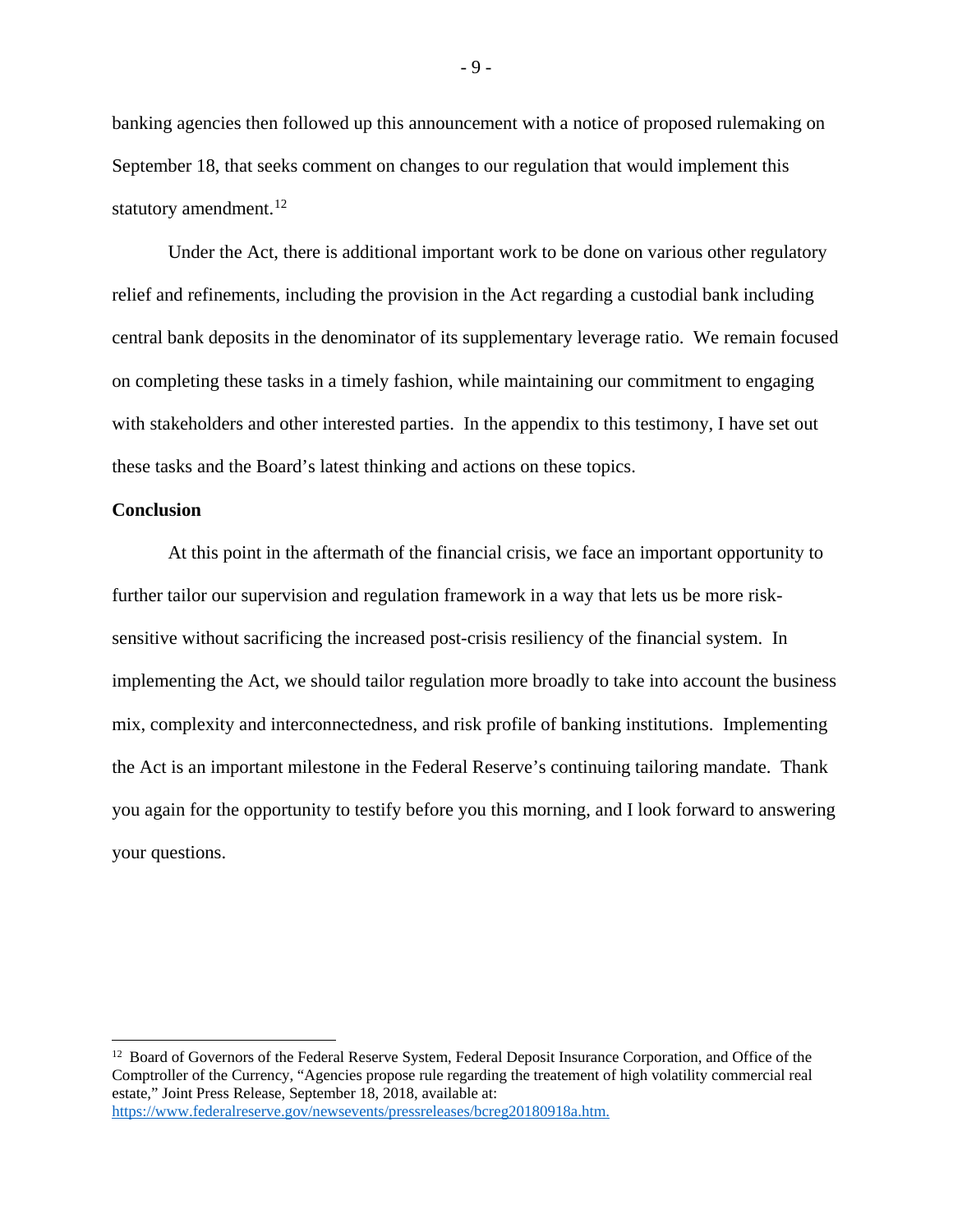banking agencies then followed up this announcement with a notice of proposed rulemaking on September 18, that seeks comment on changes to our regulation that would implement this statutory amendment.[12]

Under the Act, there is additional important work to be done on various other regulatory relief and refinements, including the provision in the Act regarding a custodial bank including central bank deposits in the denominator of its supplementary leverage ratio. We remain focused on completing these tasks in a timely fashion, while maintaining our commitment to engaging with stakeholders and other interested parties. In the appendix to this testimony, I have set out these tasks and the Board's latest thinking and actions on these topics.

**Conclusion**

At this point in the aftermath of the financial crisis, we face an important opportunity to further tailor our supervision and regulation framework in a way that lets us be more risk-sensitive without sacrificing the increased post-crisis resiliency of the financial system. In implementing the Act, we should tailor regulation more broadly to take into account the business mix, complexity and interconnectedness, and risk profile of banking institutions. Implementing the Act is an important milestone in the Federal Reserve's continuing tailoring mandate. Thank you again for the opportunity to testify before you this morning, and I look forward to answering your questions.

---

[12] Board of Governors of the Federal Reserve System, Federal Deposit Insurance Corporation, and Office of the Comptroller of the Currency, "Agencies propose rule regarding the treatement of high volatility commercial real estate," Joint Press Release, September 18, 2018, available at: https://www.federalreserve.gov/newsevents/pressreleases/bcreg20180918a.htm.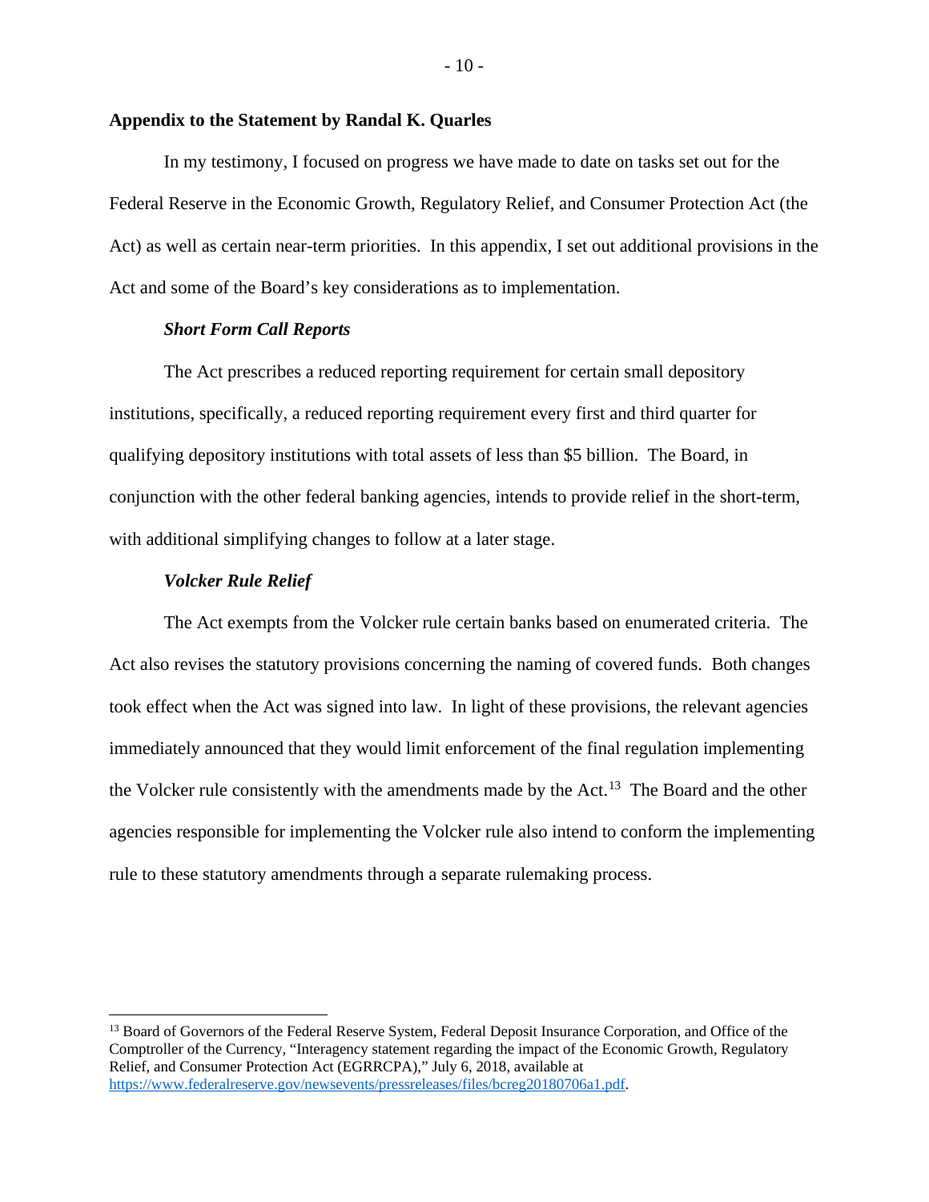## Appendix to the Statement by Randal K. Quarles

In my testimony, I focused on progress we have made to date on tasks set out for the Federal Reserve in the Economic Growth, Regulatory Relief, and Consumer Protection Act (the Act) as well as certain near-term priorities. In this appendix, I set out additional provisions in the Act and some of the Board's key considerations as to implementation.

### *Short Form Call Reports*

The Act prescribes a reduced reporting requirement for certain small depository institutions, specifically, a reduced reporting requirement every first and third quarter for qualifying depository institutions with total assets of less than $5 billion. The Board, in conjunction with the other federal banking agencies, intends to provide relief in the short-term, with additional simplifying changes to follow at a later stage.

### *Volcker Rule Relief*

The Act exempts from the Volcker rule certain banks based on enumerated criteria. The Act also revises the statutory provisions concerning the naming of covered funds. Both changes took effect when the Act was signed into law. In light of these provisions, the relevant agencies immediately announced that they would limit enforcement of the final regulation implementing the Volcker rule consistently with the amendments made by the Act.[13] The Board and the other agencies responsible for implementing the Volcker rule also intend to conform the implementing rule to these statutory amendments through a separate rulemaking process.

---

[13] Board of Governors of the Federal Reserve System, Federal Deposit Insurance Corporation, and Office of the Comptroller of the Currency, "Interagency statement regarding the impact of the Economic Growth, Regulatory Relief, and Consumer Protection Act (EGRRCPA)," July 6, 2018, available at https://www.federalreserve.gov/newsevents/pressreleases/files/bcreg20180706a1.pdf.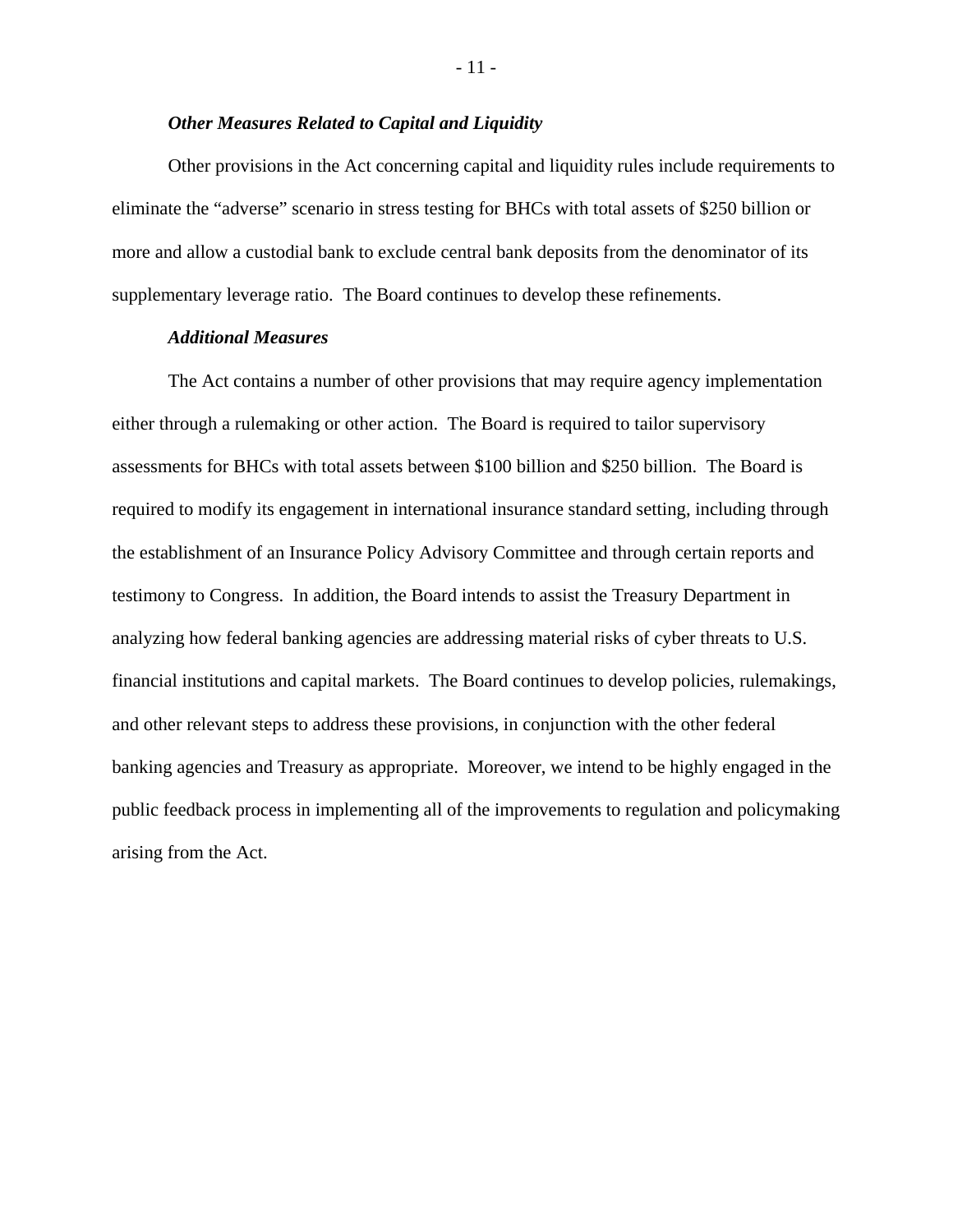***Other Measures Related to Capital and Liquidity***

Other provisions in the Act concerning capital and liquidity rules include requirements to eliminate the "adverse" scenario in stress testing for BHCs with total assets of $250 billion or more and allow a custodial bank to exclude central bank deposits from the denominator of its supplementary leverage ratio. The Board continues to develop these refinements.

***Additional Measures***

The Act contains a number of other provisions that may require agency implementation either through a rulemaking or other action. The Board is required to tailor supervisory assessments for BHCs with total assets between $100 billion and $250 billion. The Board is required to modify its engagement in international insurance standard setting, including through the establishment of an Insurance Policy Advisory Committee and through certain reports and testimony to Congress. In addition, the Board intends to assist the Treasury Department in analyzing how federal banking agencies are addressing material risks of cyber threats to U.S. financial institutions and capital markets. The Board continues to develop policies, rulemakings, and other relevant steps to address these provisions, in conjunction with the other federal banking agencies and Treasury as appropriate. Moreover, we intend to be highly engaged in the public feedback process in implementing all of the improvements to regulation and policymaking arising from the Act.